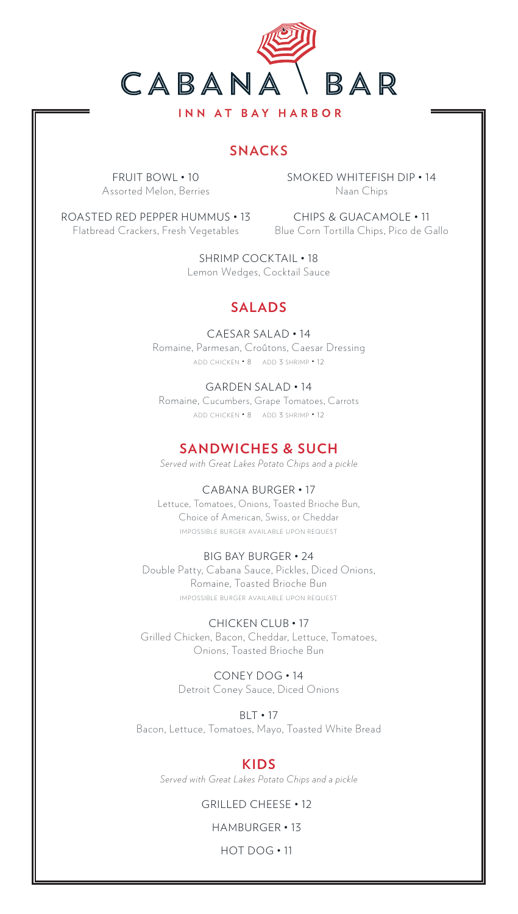# CABANA BAR

**INN AT BAY HARBOR**

## SNACKS

FRUIT BOWL • 10
Assorted Melon, Berries

SMOKED WHITEFISH DIP • 14
Naan Chips

ROASTED RED PEPPER HUMMUS • 13
Flatbread Crackers, Fresh Vegetables

CHIPS & GUACAMOLE • 11
Blue Corn Tortilla Chips, Pico de Gallo

SHRIMP COCKTAIL • 18
Lemon Wedges, Cocktail Sauce

## SALADS

CAESAR SALAD • 14
Romaine, Parmesan, Croûtons, Caesar Dressing
ADD CHICKEN • 8 ADD 3 SHRIMP • 12

GARDEN SALAD • 14
Romaine, Cucumbers, Grape Tomatoes, Carrots
ADD CHICKEN • 8 ADD 3 SHRIMP • 12

## SANDWICHES & SUCH

*Served with Great Lakes Potato Chips and a pickle*

CABANA BURGER • 17
Lettuce, Tomatoes, Onions, Toasted Brioche Bun,
Choice of American, Swiss, or Cheddar
IMPOSSIBLE BURGER AVAILABLE UPON REQUEST

BIG BAY BURGER • 24
Double Patty, Cabana Sauce, Pickles, Diced Onions,
Romaine, Toasted Brioche Bun
IMPOSSIBLE BURGER AVAILABLE UPON REQUEST

CHICKEN CLUB • 17
Grilled Chicken, Bacon, Cheddar, Lettuce, Tomatoes,
Onions, Toasted Brioche Bun

CONEY DOG • 14
Detroit Coney Sauce, Diced Onions

BLT • 17
Bacon, Lettuce, Tomatoes, Mayo, Toasted White Bread

## KIDS

*Served with Great Lakes Potato Chips and a pickle*

GRILLED CHEESE • 12

HAMBURGER • 13

HOT DOG • 11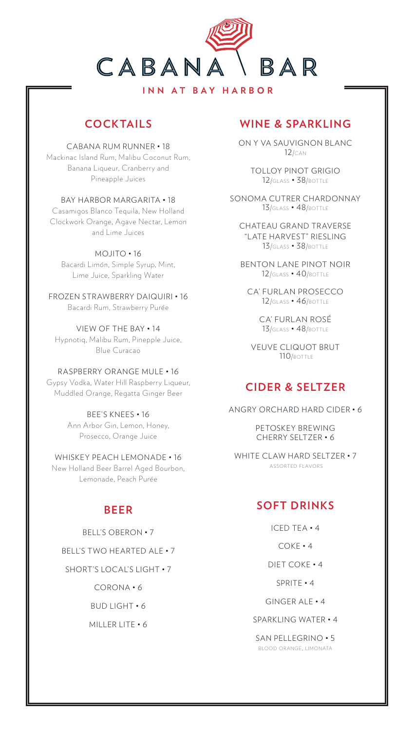# CABANA BAR

### INN AT BAY HARBOR

## COCKTAILS

**CABANA RUM RUNNER • 18**
Mackinac Island Rum, Malibu Coconut Rum, Banana Liqueur, Cranberry and Pineapple Juices

**BAY HARBOR MARGARITA • 18**
Casamigos Blanco Tequila, New Holland Clockwork Orange, Agave Nectar, Lemon and Lime Juices

**MOJITO • 16**
Bacardi Limón, Simple Syrup, Mint, Lime Juice, Sparkling Water

**FROZEN STRAWBERRY DAIQUIRI • 16**
Bacardi Rum, Strawberry Purée

**VIEW OF THE BAY • 14**
Hypnotiq, Malibu Rum, Pinepple Juice, Blue Curacao

**RASPBERRY ORANGE MULE • 16**
Gypsy Vodka, Water Hill Raspberry Liqueur, Muddled Orange, Regatta Ginger Beer

**BEE'S KNEES • 16**
Ann Arbor Gin, Lemon, Honey, Prosecco, Orange Juice

**WHISKEY PEACH LEMONADE • 16**
New Holland Beer Barrel Aged Bourbon, Lemonade, Peach Purée

## BEER

BELL'S OBERON • 7

BELL'S TWO HEARTED ALE • 7

SHORT'S LOCAL'S LIGHT • 7

CORONA • 6

BUD LIGHT • 6

MILLER LITE • 6

## WINE & SPARKLING

ON Y VA SAUVIGNON BLANC
12/CAN

TOLLOY PINOT GRIGIO
12/GLASS • 38/BOTTLE

SONOMA CUTRER CHARDONNAY
13/GLASS • 48/BOTTLE

CHATEAU GRAND TRAVERSE "LATE HARVEST" RIESLING
13/GLASS • 38/BOTTLE

BENTON LANE PINOT NOIR
12/GLASS • 40/BOTTLE

CA' FURLAN PROSECCO
12/GLASS • 46/BOTTLE

CA' FURLAN ROSÉ
13/GLASS • 48/BOTTLE

VEUVE CLIQUOT BRUT
110/BOTTLE

## CIDER & SELTZER

ANGRY ORCHARD HARD CIDER • 6

PETOSKEY BREWING CHERRY SELTZER • 6

WHITE CLAW HARD SELTZER • 7
ASSORTED FLAVORS

## SOFT DRINKS

ICED TEA • 4

COKE • 4

DIET COKE • 4

SPRITE • 4

GINGER ALE • 4

SPARKLING WATER • 4

SAN PELLEGRINO • 5
BLOOD ORANGE, LIMONATA